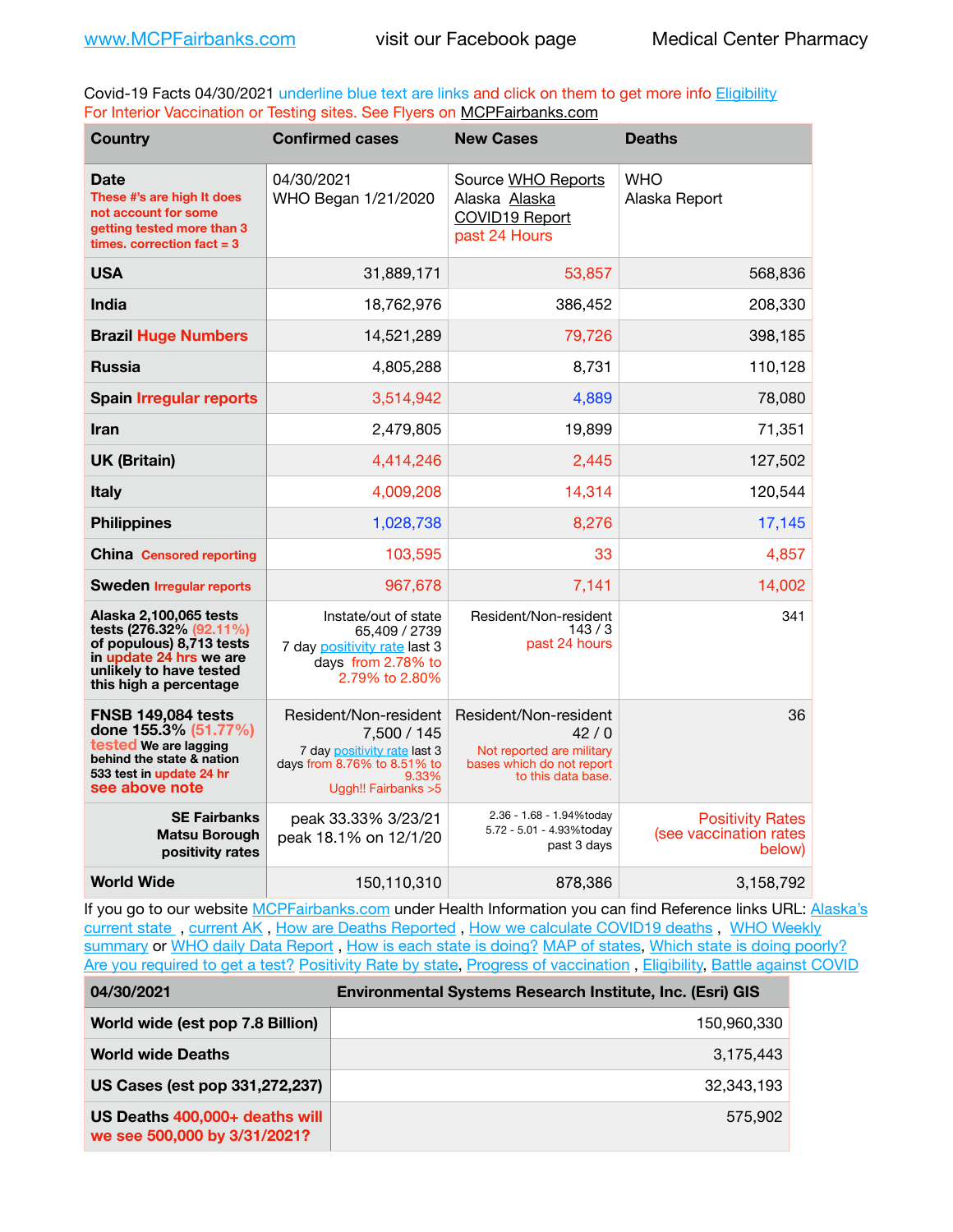www.MCPFairbanks.com visit our Facebook page Medical Center Pharmacy

Covid-19 Facts 04/30/2021 underline blue text are links and click on them to get more info Eligibility
For Interior Vaccination or Testing sites. See Flyers on MCPFairbanks.com

| Country | Confirmed cases | New Cases | Deaths |
|---|---|---|---|
| **Date** These #'s are high It does not account for some getting tested more than 3 times. correction fact = 3 | 04/30/2021 WHO Began 1/21/2020 | Source WHO Reports Alaska Alaska COVID19 Report past 24 Hours | WHO Alaska Report |
| **USA** | 31,889,171 | 53,857 | 568,836 |
| **India** | 18,762,976 | 386,452 | 208,330 |
| **Brazil Huge Numbers** | 14,521,289 | 79,726 | 398,185 |
| **Russia** | 4,805,288 | 8,731 | 110,128 |
| **Spain Irregular reports** | 3,514,942 | 4,889 | 78,080 |
| **Iran** | 2,479,805 | 19,899 | 71,351 |
| **UK (Britain)** | 4,414,246 | 2,445 | 127,502 |
| **Italy** | 4,009,208 | 14,314 | 120,544 |
| **Philippines** | 1,028,738 | 8,276 | 17,145 |
| **China** Censored reporting | 103,595 | 33 | 4,857 |
| **Sweden** Irregular reports | 967,678 | 7,141 | 14,002 |
| **Alaska 2,100,065 tests tests (276.32% (92.11%) of populous) 8,713 tests in update 24 hrs we are unlikely to have tested this high a percentage** | Instate/out of state 65,409 / 2739 7 day positivity rate last 3 days from 2.78% to 2.79% to 2.80% | Resident/Non-resident 143 / 3 past 24 hours | 341 |
| **FNSB 149,084 tests done 155.3% (51.77%) tested** We are lagging behind the state & nation 533 test in update 24 hr see above note | Resident/Non-resident 7,500 / 145 7 day positivity rate last 3 days from 8.76% to 8.51% to 9.33% Uggh!! Fairbanks >5 | Resident/Non-resident 42 / 0 Not reported are military bases which do not report to this data base. | 36 |
| **SE Fairbanks Matsu Borough positivity rates** | peak 33.33% 3/23/21 peak 18.1% on 12/1/20 | 2.36 - 1.68 - 1.94%today 5.72 - 5.01 - 4.93%today past 3 days | Positivity Rates (see vaccination rates below) |
| **World Wide** | 150,110,310 | 878,386 | 3,158,792 |

If you go to our website MCPFairbanks.com under Health Information you can find Reference links URL: Alaska's current state , current AK , How are Deaths Reported , How we calculate COVID19 deaths , WHO Weekly summary or WHO daily Data Report , How is each state is doing? MAP of states, Which state is doing poorly? Are you required to get a test? Positivity Rate by state, Progress of vaccination , Eligibility, Battle against COVID

| 04/30/2021 | Environmental Systems Research Institute, Inc. (Esri) GIS |
|---|---|
| **World wide (est pop 7.8 Billion)** | 150,960,330 |
| **World wide Deaths** | 3,175,443 |
| **US Cases (est pop 331,272,237)** | 32,343,193 |
| **US Deaths 400,000+ deaths will we see 500,000 by 3/31/2021?** | 575,902 |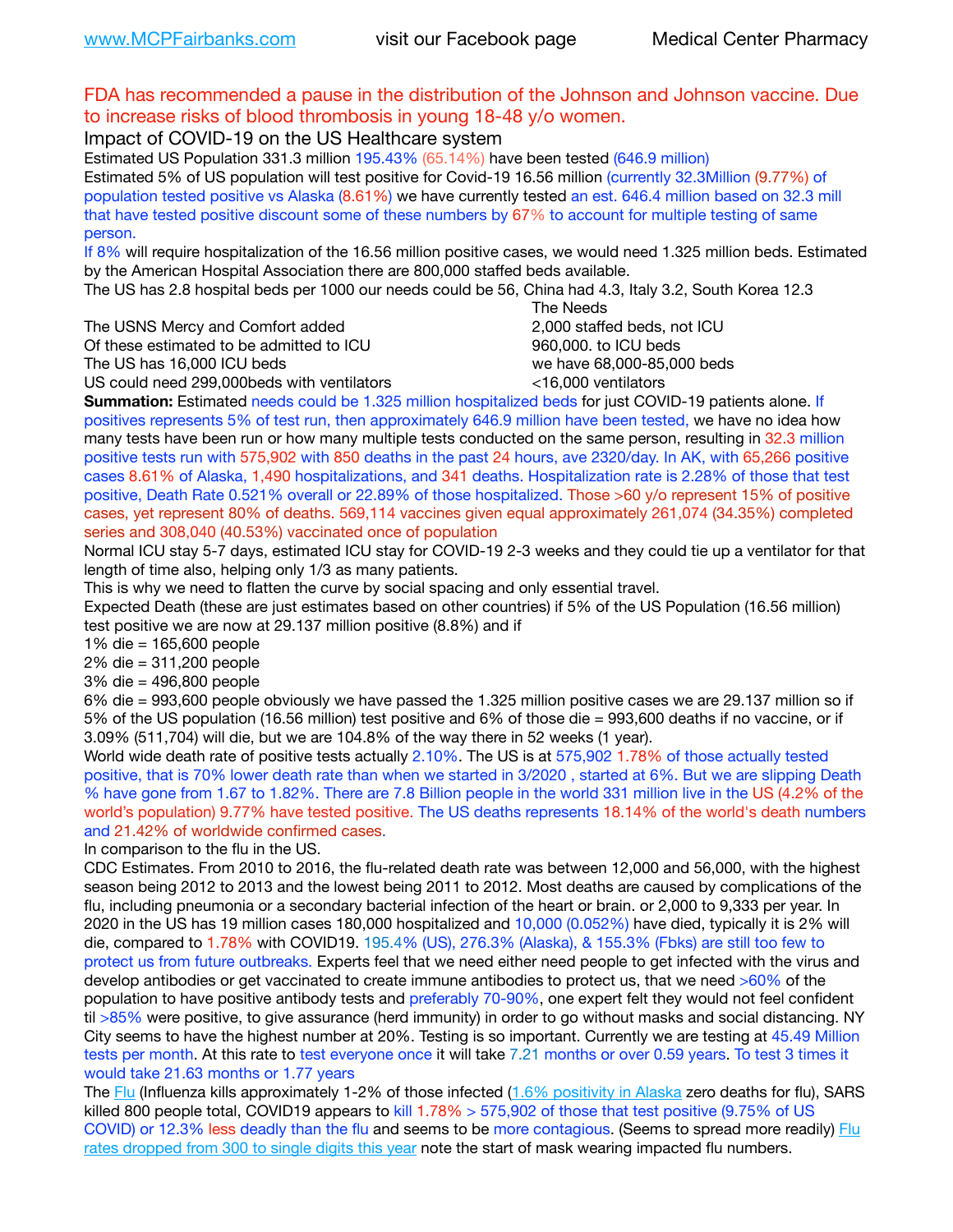www.MCPFairbanks.com visit our Facebook page Medical Center Pharmacy

FDA has recommended a pause in the distribution of the Johnson and Johnson vaccine. Due to increase risks of blood thrombosis in young 18-48 y/o women.

Impact of COVID-19 on the US Healthcare system

Estimated US Population 331.3 million 195.43% (65.14%) have been tested (646.9 million)

Estimated 5% of US population will test positive for Covid-19 16.56 million (currently 32.3Million (9.77%) of population tested positive vs Alaska (8.61%) we have currently tested an est. 646.4 million based on 32.3 mill that have tested positive discount some of these numbers by 67% to account for multiple testing of same person.

If 8% will require hospitalization of the 16.56 million positive cases, we would need 1.325 million beds. Estimated by the American Hospital Association there are 800,000 staffed beds available.

The US has 2.8 hospital beds per 1000 our needs could be 56, China had 4.3, Italy 3.2, South Korea 12.3

| | The Needs |
|---|---|
| The USNS Mercy and Comfort added | 2,000 staffed beds, not ICU |
| Of these estimated to be admitted to ICU | 960,000. to ICU beds |
| The US has 16,000 ICU beds | we have 68,000-85,000 beds |
| US could need 299,000beds with ventilators | <16,000 ventilators |

**Summation:** Estimated needs could be 1.325 million hospitalized beds for just COVID-19 patients alone. If positives represents 5% of test run, then approximately 646.9 million have been tested, we have no idea how many tests have been run or how many multiple tests conducted on the same person, resulting in 32.3 million positive tests run with 575,902 with 850 deaths in the past 24 hours, ave 2320/day. In AK, with 65,266 positive cases 8.61% of Alaska, 1,490 hospitalizations, and 341 deaths. Hospitalization rate is 2.28% of those that test positive, Death Rate 0.521% overall or 22.89% of those hospitalized. Those >60 y/o represent 15% of positive cases, yet represent 80% of deaths. 569,114 vaccines given equal approximately 261,074 (34.35%) completed series and 308,040 (40.53%) vaccinated once of population

Normal ICU stay 5-7 days, estimated ICU stay for COVID-19 2-3 weeks and they could tie up a ventilator for that length of time also, helping only 1/3 as many patients.

This is why we need to flatten the curve by social spacing and only essential travel.

Expected Death (these are just estimates based on other countries) if 5% of the US Population (16.56 million) test positive we are now at 29.137 million positive (8.8%) and if

1% die = 165,600 people

2% die = 311,200 people

3% die = 496,800 people

6% die = 993,600 people obviously we have passed the 1.325 million positive cases we are 29.137 million so if 5% of the US population (16.56 million) test positive and 6% of those die = 993,600 deaths if no vaccine, or if 3.09% (511,704) will die, but we are 104.8% of the way there in 52 weeks (1 year).

World wide death rate of positive tests actually 2.10%. The US is at 575,902 1.78% of those actually tested positive, that is 70% lower death rate than when we started in 3/2020 , started at 6%. But we are slipping Death % have gone from 1.67 to 1.82%. There are 7.8 Billion people in the world 331 million live in the US (4.2% of the world's population) 9.77% have tested positive. The US deaths represents 18.14% of the world's death numbers and 21.42% of worldwide confirmed cases.

In comparison to the flu in the US.

CDC Estimates. From 2010 to 2016, the flu-related death rate was between 12,000 and 56,000, with the highest season being 2012 to 2013 and the lowest being 2011 to 2012. Most deaths are caused by complications of the flu, including pneumonia or a secondary bacterial infection of the heart or brain. or 2,000 to 9,333 per year. In 2020 in the US has 19 million cases 180,000 hospitalized and 10,000 (0.052%) have died, typically it is 2% will die, compared to 1.78% with COVID19. 195.4% (US), 276.3% (Alaska), & 155.3% (Fbks) are still too few to protect us from future outbreaks. Experts feel that we need either need people to get infected with the virus and develop antibodies or get vaccinated to create immune antibodies to protect us, that we need >60% of the population to have positive antibody tests and preferably 70-90%, one expert felt they would not feel confident til >85% were positive, to give assurance (herd immunity) in order to go without masks and social distancing. NY City seems to have the highest number at 20%. Testing is so important. Currently we are testing at 45.49 Million tests per month. At this rate to test everyone once it will take 7.21 months or over 0.59 years. To test 3 times it would take 21.63 months or 1.77 years

The Flu (Influenza kills approximately 1-2% of those infected (1.6% positivity in Alaska zero deaths for flu), SARS killed 800 people total, COVID19 appears to kill 1.78% > 575,902 of those that test positive (9.75% of US COVID) or 12.3% less deadly than the flu and seems to be more contagious. (Seems to spread more readily) Flu rates dropped from 300 to single digits this year note the start of mask wearing impacted flu numbers.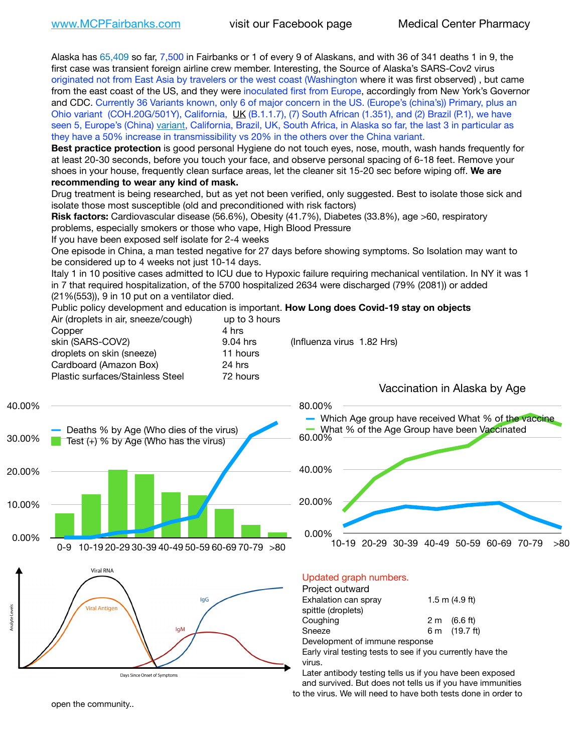www.MCPFairbanks.com visit our Facebook page Medical Center Pharmacy

Alaska has 65,409 so far, 7,500 in Fairbanks or 1 of every 9 of Alaskans, and with 36 of 341 deaths 1 in 9, the first case was transient foreign airline crew member. Interesting, the Source of Alaska's SARS-Cov2 virus originated not from East Asia by travelers or the west coast (Washington where it was first observed) , but came from the east coast of the US, and they were inoculated first from Europe, accordingly from New York's Governor and CDC. Currently 36 Variants known, only 6 of major concern in the US. (Europe's (china's)) Primary, plus an Ohio variant (COH.20G/501Y), California, UK (B.1.1.7), (7) South African (1.351), and (2) Brazil (P.1), we have seen 5, Europe's (China) variant, California, Brazil, UK, South Africa, in Alaska so far, the last 3 in particular as they have a 50% increase in transmissibility vs 20% in the others over the China variant.

**Best practice protection** is good personal Hygiene do not touch eyes, nose, mouth, wash hands frequently for at least 20-30 seconds, before you touch your face, and observe personal spacing of 6-18 feet. Remove your shoes in your house, frequently clean surface areas, let the cleaner sit 15-20 sec before wiping off. **We are recommending to wear any kind of mask.**

Drug treatment is being researched, but as yet not been verified, only suggested. Best to isolate those sick and isolate those most susceptible (old and preconditioned with risk factors)

**Risk factors:** Cardiovascular disease (56.6%), Obesity (41.7%), Diabetes (33.8%), age >60, respiratory problems, especially smokers or those who vape, High Blood Pressure

If you have been exposed self isolate for 2-4 weeks

One episode in China, a man tested negative for 27 days before showing symptoms. So Isolation may want to be considered up to 4 weeks not just 10-14 days.

Italy 1 in 10 positive cases admitted to ICU due to Hypoxic failure requiring mechanical ventilation. In NY it was 1 in 7 that required hospitalization, of the 5700 hospitalized 2634 were discharged (79% (2081)) or added (21%(553)), 9 in 10 put on a ventilator died.

Public policy development and education is important. **How Long does Covid-19 stay on objects**

| | | |
|---|---|---|
| Air (droplets in air, sneeze/cough) | up to 3 hours | |
| Copper | 4 hrs | |
| skin (SARS-COV2) | 9.04 hrs | (Influenza virus 1.82 Hrs) |
| droplets on skin (sneeze) | 11 hours | |
| Cardboard (Amazon Box) | 24 hrs | |
| Plastic surfaces/Stainless Steel | 72 hours | |

Deaths % by Age (Who dies of the virus)
Test (+) % by Age (Who has the virus)

Vaccination in Alaska by Age

Which Age group have received What % of the vaccine
What % of the Age Group have been Vaccinated

Updated graph numbers.

Project outward

| | |
|---|---|
| Exhalation can spray | 1.5 m (4.9 ft) |
| spittle (droplets) | |
| Coughing | 2 m (6.6 ft) |
| Sneeze | 6 m (19.7 ft) |

Development of immune response

Early viral testing tests to see if you currently have the virus.

Later antibody testing tells us if you have been exposed and survived. But does not tells us if you have immunities to the virus. We will need to have both tests done in order to open the community..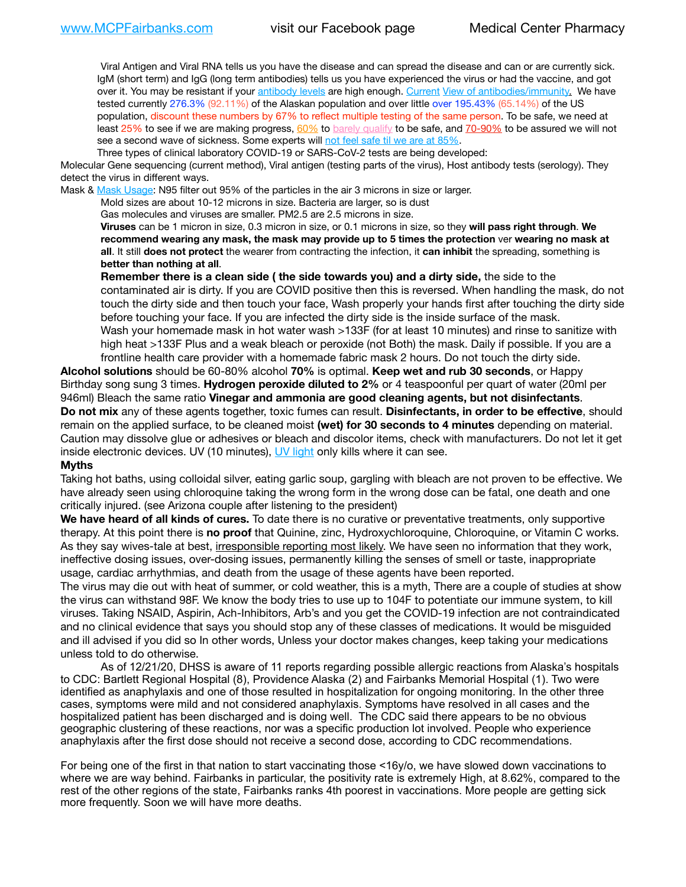Viral Antigen and Viral RNA tells us you have the disease and can spread the disease and can or are currently sick. IgM (short term) and IgG (long term antibodies) tells us you have experienced the virus or had the vaccine, and got over it. You may be resistant if your antibody levels are high enough. Current View of antibodies/immunity. We have tested currently 276.3% (92.11%) of the Alaskan population and over little over 195.43% (65.14%) of the US population, discount these numbers by 67% to reflect multiple testing of the same person. To be safe, we need at least 25% to see if we are making progress, 60% to barely qualify to be safe, and 70-90% to be assured we will not see a second wave of sickness. Some experts will not feel safe til we are at 85%.

Three types of clinical laboratory COVID-19 or SARS-CoV-2 tests are being developed:

Molecular Gene sequencing (current method), Viral antigen (testing parts of the virus), Host antibody tests (serology). They detect the virus in different ways.

Mask & Mask Usage: N95 filter out 95% of the particles in the air 3 microns in size or larger.

Mold sizes are about 10-12 microns in size. Bacteria are larger, so is dust

Gas molecules and viruses are smaller. PM2.5 are 2.5 microns in size.

**Viruses** can be 1 micron in size, 0.3 micron in size, or 0.1 microns in size, so they **will pass right through**. **We recommend wearing any mask, the mask may provide up to 5 times the protection** ver **wearing no mask at all**. It still **does not protect** the wearer from contracting the infection, it **can inhibit** the spreading, something is **better than nothing at all**.

**Remember there is a clean side ( the side towards you) and a dirty side,** the side to the contaminated air is dirty. If you are COVID positive then this is reversed. When handling the mask, do not touch the dirty side and then touch your face, Wash properly your hands first after touching the dirty side before touching your face. If you are infected the dirty side is the inside surface of the mask.

Wash your homemade mask in hot water wash >133F (for at least 10 minutes) and rinse to sanitize with high heat >133F Plus and a weak bleach or peroxide (not Both) the mask. Daily if possible. If you are a frontline health care provider with a homemade fabric mask 2 hours. Do not touch the dirty side.

**Alcohol solutions** should be 60-80% alcohol **70%** is optimal. **Keep wet and rub 30 seconds**, or Happy Birthday song sung 3 times. **Hydrogen peroxide diluted to 2%** or 4 teaspoonful per quart of water (20ml per 946ml) Bleach the same ratio **Vinegar and ammonia are good cleaning agents, but not disinfectants**. **Do not mix** any of these agents together, toxic fumes can result. **Disinfectants, in order to be effective**, should remain on the applied surface, to be cleaned moist **(wet) for 30 seconds to 4 minutes** depending on material. Caution may dissolve glue or adhesives or bleach and discolor items, check with manufacturers. Do not let it get inside electronic devices. UV (10 minutes), UV light only kills where it can see.

**Myths**

Taking hot baths, using colloidal silver, eating garlic soup, gargling with bleach are not proven to be effective. We have already seen using chloroquine taking the wrong form in the wrong dose can be fatal, one death and one critically injured. (see Arizona couple after listening to the president)

**We have heard of all kinds of cures.** To date there is no curative or preventative treatments, only supportive therapy. At this point there is **no proof** that Quinine, zinc, Hydroxychloroquine, Chloroquine, or Vitamin C works. As they say wives-tale at best, irresponsible reporting most likely. We have seen no information that they work, ineffective dosing issues, over-dosing issues, permanently killing the senses of smell or taste, inappropriate usage, cardiac arrhythmias, and death from the usage of these agents have been reported.

The virus may die out with heat of summer, or cold weather, this is a myth, There are a couple of studies at show the virus can withstand 98F. We know the body tries to use up to 104F to potentiate our immune system, to kill viruses. Taking NSAID, Aspirin, Ach-Inhibitors, Arb's and you get the COVID-19 infection are not contraindicated and no clinical evidence that says you should stop any of these classes of medications. It would be misguided and ill advised if you did so In other words, Unless your doctor makes changes, keep taking your medications unless told to do otherwise.

As of 12/21/20, DHSS is aware of 11 reports regarding possible allergic reactions from Alaska's hospitals to CDC: Bartlett Regional Hospital (8), Providence Alaska (2) and Fairbanks Memorial Hospital (1). Two were identified as anaphylaxis and one of those resulted in hospitalization for ongoing monitoring. In the other three cases, symptoms were mild and not considered anaphylaxis. Symptoms have resolved in all cases and the hospitalized patient has been discharged and is doing well. The CDC said there appears to be no obvious geographic clustering of these reactions, nor was a specific production lot involved. People who experience anaphylaxis after the first dose should not receive a second dose, according to CDC recommendations.

For being one of the first in that nation to start vaccinating those <16y/o, we have slowed down vaccinations to where we are way behind. Fairbanks in particular, the positivity rate is extremely High, at 8.62%, compared to the rest of the other regions of the state, Fairbanks ranks 4th poorest in vaccinations. More people are getting sick more frequently. Soon we will have more deaths.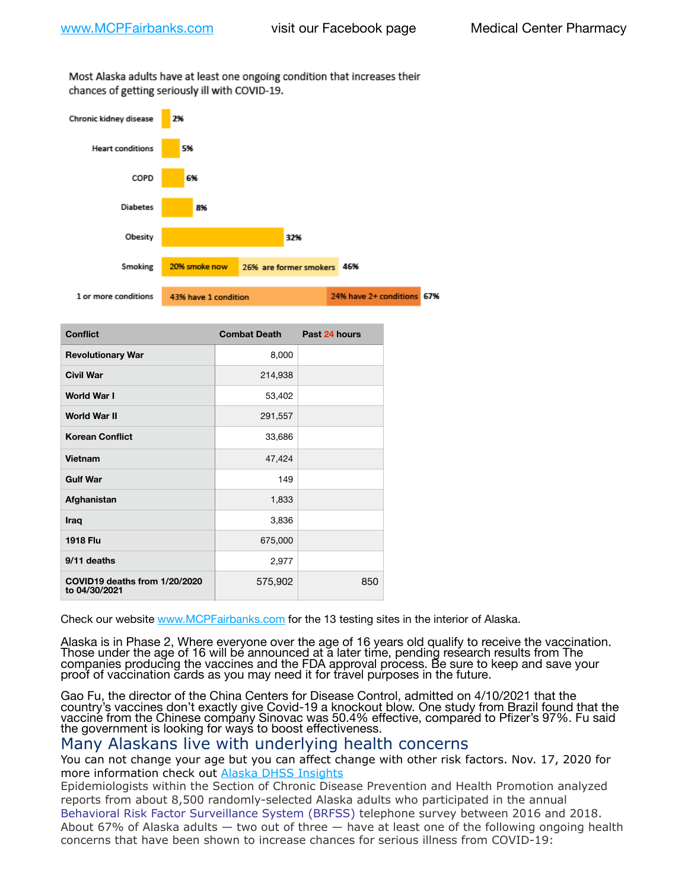www.MCPFairbanks.com visit our Facebook page Medical Center Pharmacy

Most Alaska adults have at least one ongoing condition that increases their chances of getting seriously ill with COVID-19.

| Condition | Percent |
|---|---|
| Chronic kidney disease | 2% |
| Heart conditions | 5% |
| COPD | 6% |
| Diabetes | 8% |
| Obesity | 32% |
| Smoking | 20% smoke now; 26% are former smokers — 46% |
| 1 or more conditions | 43% have 1 condition; 24% have 2+ conditions — 67% |

| Conflict | Combat Death | Past 24 hours |
|---|---|---|
| Revolutionary War | 8,000 | |
| Civil War | 214,938 | |
| World War I | 53,402 | |
| World War II | 291,557 | |
| Korean Conflict | 33,686 | |
| Vietnam | 47,424 | |
| Gulf War | 149 | |
| Afghanistan | 1,833 | |
| Iraq | 3,836 | |
| 1918 Flu | 675,000 | |
| 9/11 deaths | 2,977 | |
| COVID19 deaths from 1/20/2020 to 04/30/2021 | 575,902 | 850 |

Check our website www.MCPFairbanks.com for the 13 testing sites in the interior of Alaska.

Alaska is in Phase 2, Where everyone over the age of 16 years old qualify to receive the vaccination. Those under the age of 16 will be announced at a later time, pending research results from The companies producing the vaccines and the FDA approval process. Be sure to keep and save your proof of vaccination cards as you may need it for travel purposes in the future.

Gao Fu, the director of the China Centers for Disease Control, admitted on 4/10/2021 that the country's vaccines don't exactly give Covid-19 a knockout blow. One study from Brazil found that the vaccine from the Chinese company Sinovac was 50.4% effective, compared to Pfizer's 97%. Fu said the government is looking for ways to boost effectiveness.

## Many Alaskans live with underlying health concerns

You can not change your age but you can affect change with other risk factors. Nov. 17, 2020 for more information check out Alaska DHSS Insights

Epidemiologists within the Section of Chronic Disease Prevention and Health Promotion analyzed reports from about 8,500 randomly-selected Alaska adults who participated in the annual Behavioral Risk Factor Surveillance System (BRFSS) telephone survey between 2016 and 2018. About 67% of Alaska adults — two out of three — have at least one of the following ongoing health concerns that have been shown to increase chances for serious illness from COVID-19: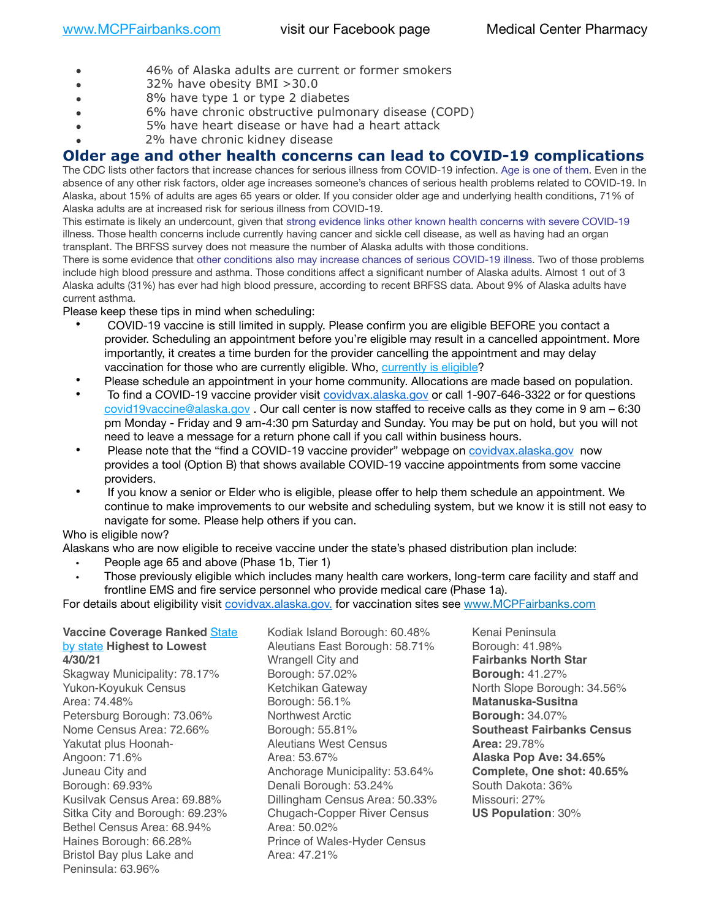- 46% of Alaska adults are current or former smokers
- 32% have obesity BMI >30.0
- 8% have type 1 or type 2 diabetes
- 6% have chronic obstructive pulmonary disease (COPD)
- 5% have heart disease or have had a heart attack
- 2% have chronic kidney disease

## Older age and other health concerns can lead to COVID-19 complications

The CDC lists other factors that increase chances for serious illness from COVID-19 infection. Age is one of them. Even in the absence of any other risk factors, older age increases someone's chances of serious health problems related to COVID-19. In Alaska, about 15% of adults are ages 65 years or older. If you consider older age and underlying health conditions, 71% of Alaska adults are at increased risk for serious illness from COVID-19.

This estimate is likely an undercount, given that strong evidence links other known health concerns with severe COVID-19 illness. Those health concerns include currently having cancer and sickle cell disease, as well as having had an organ transplant. The BRFSS survey does not measure the number of Alaska adults with those conditions.

There is some evidence that other conditions also may increase chances of serious COVID-19 illness. Two of those problems include high blood pressure and asthma. Those conditions affect a significant number of Alaska adults. Almost 1 out of 3 Alaska adults (31%) has ever had high blood pressure, according to recent BRFSS data. About 9% of Alaska adults have current asthma.

Please keep these tips in mind when scheduling:

- COVID-19 vaccine is still limited in supply. Please confirm you are eligible BEFORE you contact a provider. Scheduling an appointment before you're eligible may result in a cancelled appointment. More importantly, it creates a time burden for the provider cancelling the appointment and may delay vaccination for those who are currently eligible. Who, currently is eligible?
- Please schedule an appointment in your home community. Allocations are made based on population.
- To find a COVID-19 vaccine provider visit covidvax.alaska.gov or call 1-907-646-3322 or for questions covid19vaccine@alaska.gov . Our call center is now staffed to receive calls as they come in 9 am – 6:30 pm Monday - Friday and 9 am-4:30 pm Saturday and Sunday. You may be put on hold, but you will not need to leave a message for a return phone call if you call within business hours.
- Please note that the "find a COVID-19 vaccine provider" webpage on covidvax.alaska.gov now provides a tool (Option B) that shows available COVID-19 vaccine appointments from some vaccine providers.
- If you know a senior or Elder who is eligible, please offer to help them schedule an appointment. We continue to make improvements to our website and scheduling system, but we know it is still not easy to navigate for some. Please help others if you can.

Who is eligible now?

Alaskans who are now eligible to receive vaccine under the state's phased distribution plan include:

- People age 65 and above (Phase 1b, Tier 1)
- Those previously eligible which includes many health care workers, long-term care facility and staff and frontline EMS and fire service personnel who provide medical care (Phase 1a).

For details about eligibility visit covidvax.alaska.gov. for vaccination sites see www.MCPFairbanks.com

**Vaccine Coverage Ranked State by state Highest to Lowest 4/30/21**

Skagway Municipality: 78.17%
Yukon-Koyukuk Census Area: 74.48%
Petersburg Borough: 73.06%
Nome Census Area: 72.66%
Yakutat plus Hoonah-Angoon: 71.6%
Juneau City and Borough: 69.93%
Kusilvak Census Area: 69.88%
Sitka City and Borough: 69.23%
Bethel Census Area: 68.94%
Haines Borough: 66.28%
Bristol Bay plus Lake and Peninsula: 63.96%
Kodiak Island Borough: 60.48%
Aleutians East Borough: 58.71%
Wrangell City and Borough: 57.02%
Ketchikan Gateway Borough: 56.1%
Northwest Arctic Borough: 55.81%
Aleutians West Census Area: 53.67%
Anchorage Municipality: 53.64%
Denali Borough: 53.24%
Dillingham Census Area: 50.33%
Chugach-Copper River Census Area: 50.02%
Prince of Wales-Hyder Census Area: 47.21%
Kenai Peninsula Borough: 41.98%
**Fairbanks North Star Borough:** 41.27%
North Slope Borough: 34.56%
**Matanuska-Susitna Borough:** 34.07%
**Southeast Fairbanks Census Area:** 29.78%
**Alaska Pop Ave: 34.65%**
**Complete, One shot: 40.65%**
South Dakota: 36%
Missouri: 27%
**US Population**: 30%